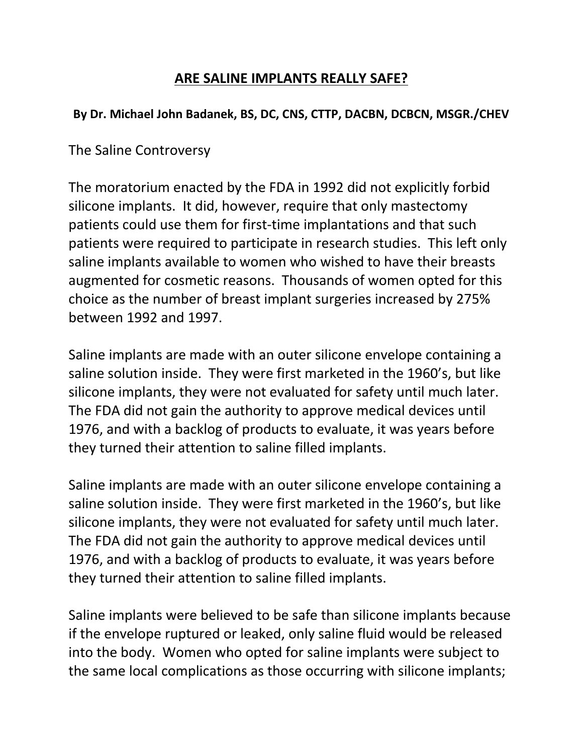# ARE SALINE IMPLANTS REALLY SAFE?

**By Dr. Michael John Badanek, BS, DC, CNS, CTTP, DACBN, DCBCN, MSGR./CHEV**

## The Saline Controversy

The moratorium enacted by the FDA in 1992 did not explicitly forbid silicone implants. It did, however, require that only mastectomy patients could use them for first-time implantations and that such patients were required to participate in research studies. This left only saline implants available to women who wished to have their breasts augmented for cosmetic reasons. Thousands of women opted for this choice as the number of breast implant surgeries increased by 275% between 1992 and 1997.

Saline implants are made with an outer silicone envelope containing a saline solution inside. They were first marketed in the 1960's, but like silicone implants, they were not evaluated for safety until much later. The FDA did not gain the authority to approve medical devices until 1976, and with a backlog of products to evaluate, it was years before they turned their attention to saline filled implants.

Saline implants are made with an outer silicone envelope containing a saline solution inside. They were first marketed in the 1960's, but like silicone implants, they were not evaluated for safety until much later. The FDA did not gain the authority to approve medical devices until 1976, and with a backlog of products to evaluate, it was years before they turned their attention to saline filled implants.

Saline implants were believed to be safe than silicone implants because if the envelope ruptured or leaked, only saline fluid would be released into the body. Women who opted for saline implants were subject to the same local complications as those occurring with silicone implants;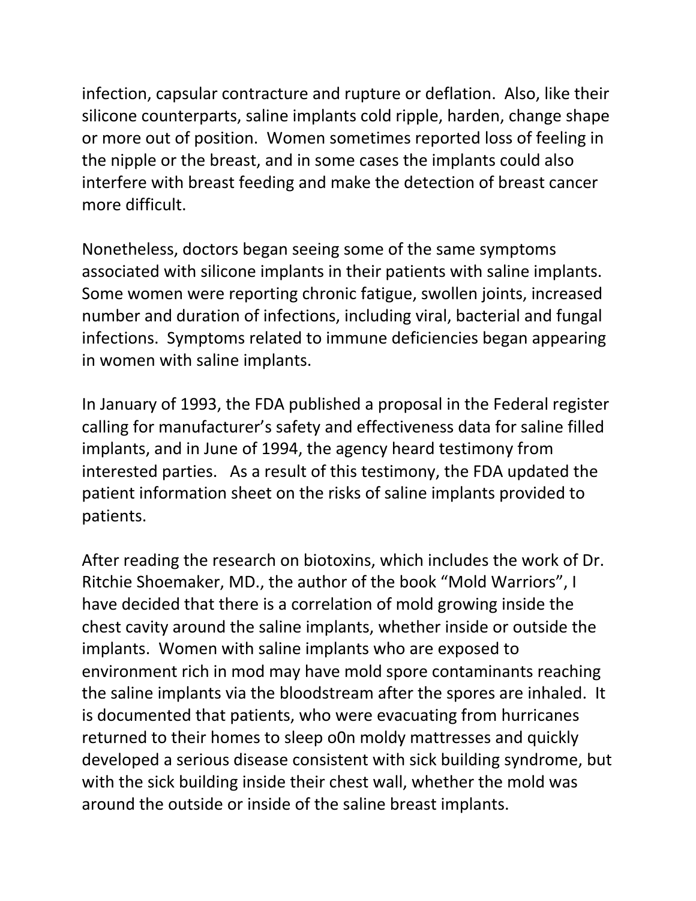infection, capsular contracture and rupture or deflation.  Also, like their silicone counterparts, saline implants cold ripple, harden, change shape or more out of position.  Women sometimes reported loss of feeling in the nipple or the breast, and in some cases the implants could also interfere with breast feeding and make the detection of breast cancer more difficult.

Nonetheless, doctors began seeing some of the same symptoms associated with silicone implants in their patients with saline implants.  Some women were reporting chronic fatigue, swollen joints, increased number and duration of infections, including viral, bacterial and fungal infections.  Symptoms related to immune deficiencies began appearing in women with saline implants.

In January of 1993, the FDA published a proposal in the Federal register calling for manufacturer's safety and effectiveness data for saline filled implants, and in June of 1994, the agency heard testimony from interested parties.   As a result of this testimony, the FDA updated the patient information sheet on the risks of saline implants provided to patients.

After reading the research on biotoxins, which includes the work of Dr. Ritchie Shoemaker, MD., the author of the book "Mold Warriors", I have decided that there is a correlation of mold growing inside the chest cavity around the saline implants, whether inside or outside the implants.  Women with saline implants who are exposed to environment rich in mod may have mold spore contaminants reaching the saline implants via the bloodstream after the spores are inhaled.  It is documented that patients, who were evacuating from hurricanes returned to their homes to sleep o0n moldy mattresses and quickly developed a serious disease consistent with sick building syndrome, but with the sick building inside their chest wall, whether the mold was around the outside or inside of the saline breast implants.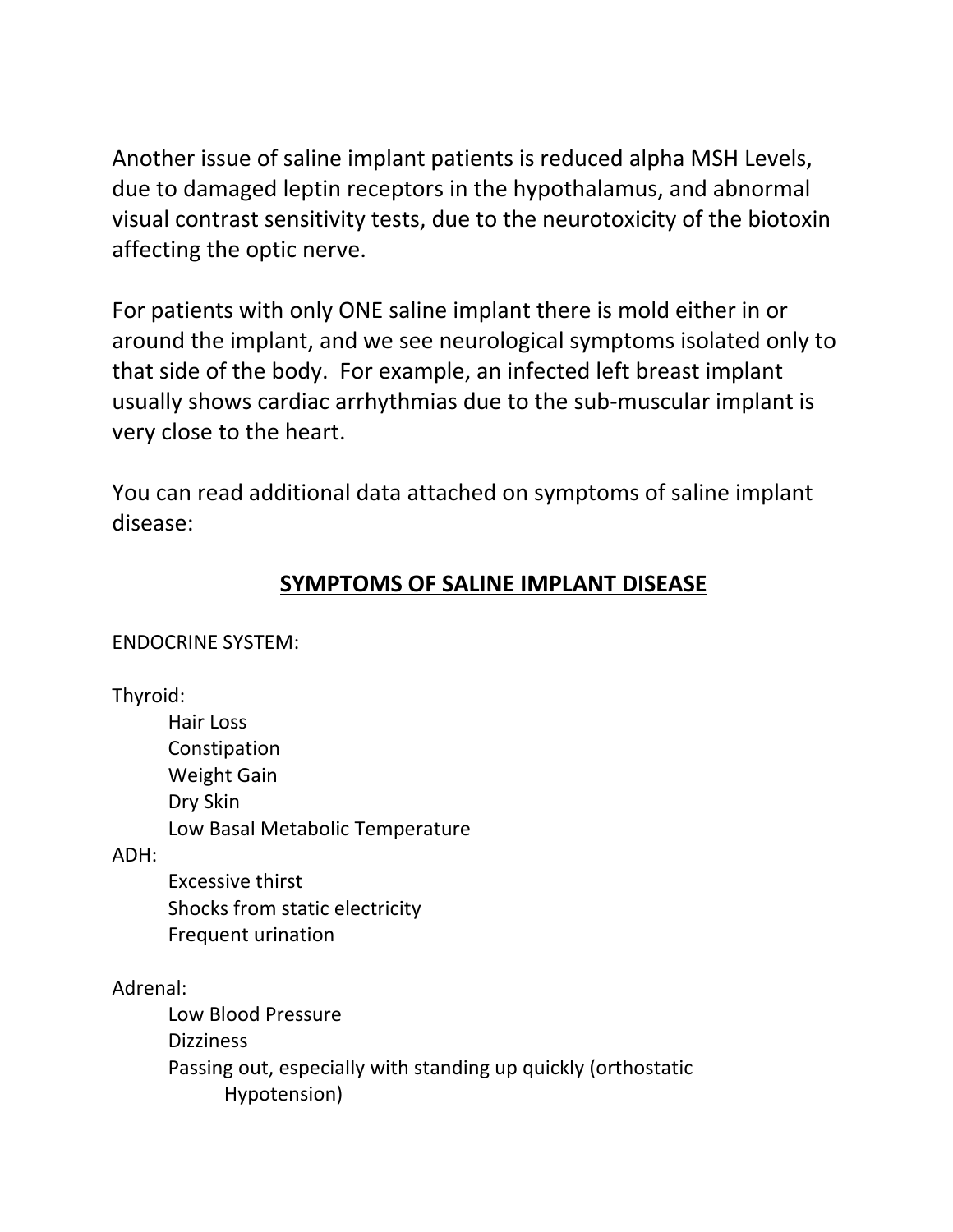Another issue of saline implant patients is reduced alpha MSH Levels, due to damaged leptin receptors in the hypothalamus, and abnormal visual contrast sensitivity tests, due to the neurotoxicity of the biotoxin affecting the optic nerve.

For patients with only ONE saline implant there is mold either in or around the implant, and we see neurological symptoms isolated only to that side of the body. For example, an infected left breast implant usually shows cardiac arrhythmias due to the sub-muscular implant is very close to the heart.

You can read additional data attached on symptoms of saline implant disease:

## SYMPTOMS OF SALINE IMPLANT DISEASE

ENDOCRINE SYSTEM:

Thyroid:

- Hair Loss
- Constipation
- Weight Gain
- Dry Skin
- Low Basal Metabolic Temperature

ADH:

- Excessive thirst
- Shocks from static electricity
- Frequent urination

Adrenal:

- Low Blood Pressure
- Dizziness
- Passing out, especially with standing up quickly (orthostatic Hypotension)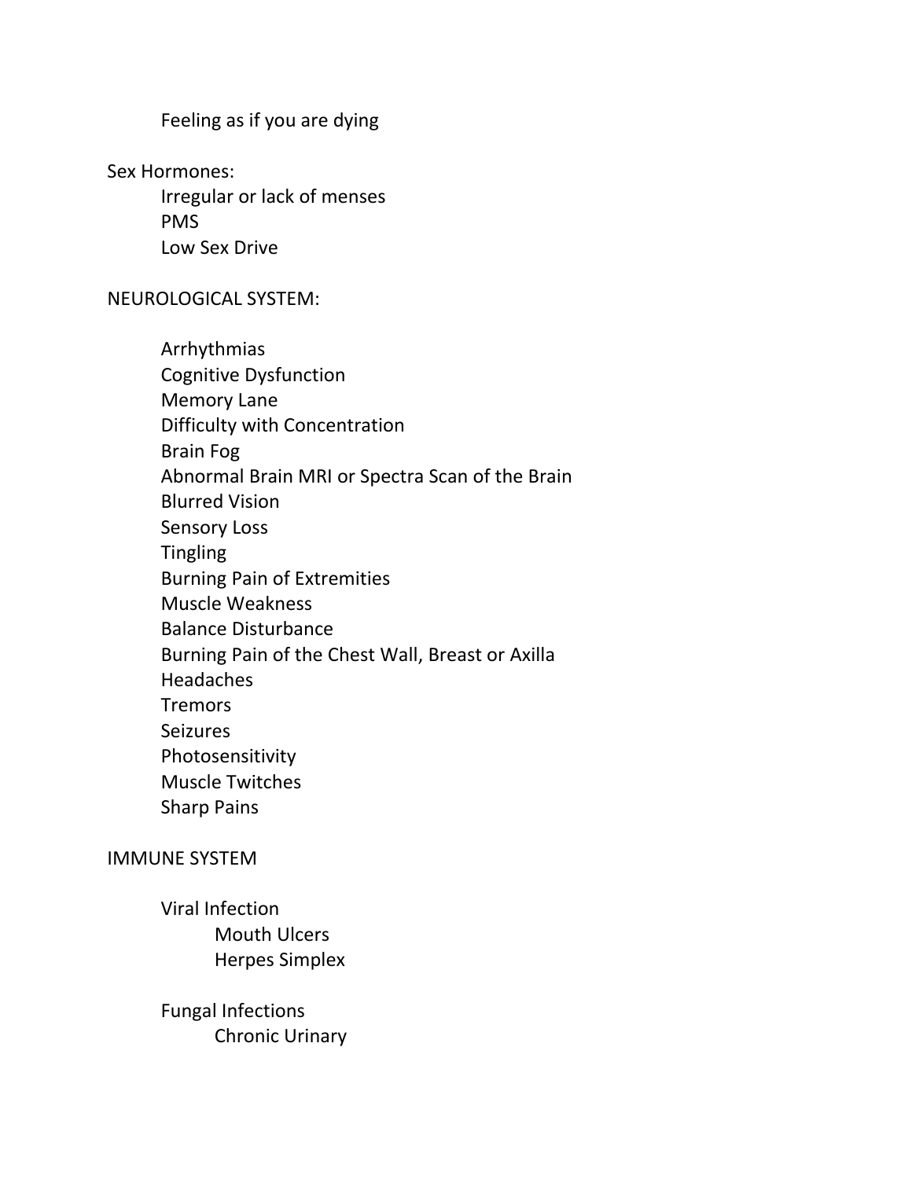Feeling as if you are dying

Sex Hormones:

- Irregular or lack of menses
- PMS
- Low Sex Drive

NEUROLOGICAL SYSTEM:

- Arrhythmias
- Cognitive Dysfunction
- Memory Lane
- Difficulty with Concentration
- Brain Fog
- Abnormal Brain MRI or Spectra Scan of the Brain
- Blurred Vision
- Sensory Loss
- Tingling
- Burning Pain of Extremities
- Muscle Weakness
- Balance Disturbance
- Burning Pain of the Chest Wall, Breast or Axilla
- Headaches
- Tremors
- Seizures
- Photosensitivity
- Muscle Twitches
- Sharp Pains

IMMUNE SYSTEM

- Viral Infection
  - Mouth Ulcers
  - Herpes Simplex

- Fungal Infections
  - Chronic Urinary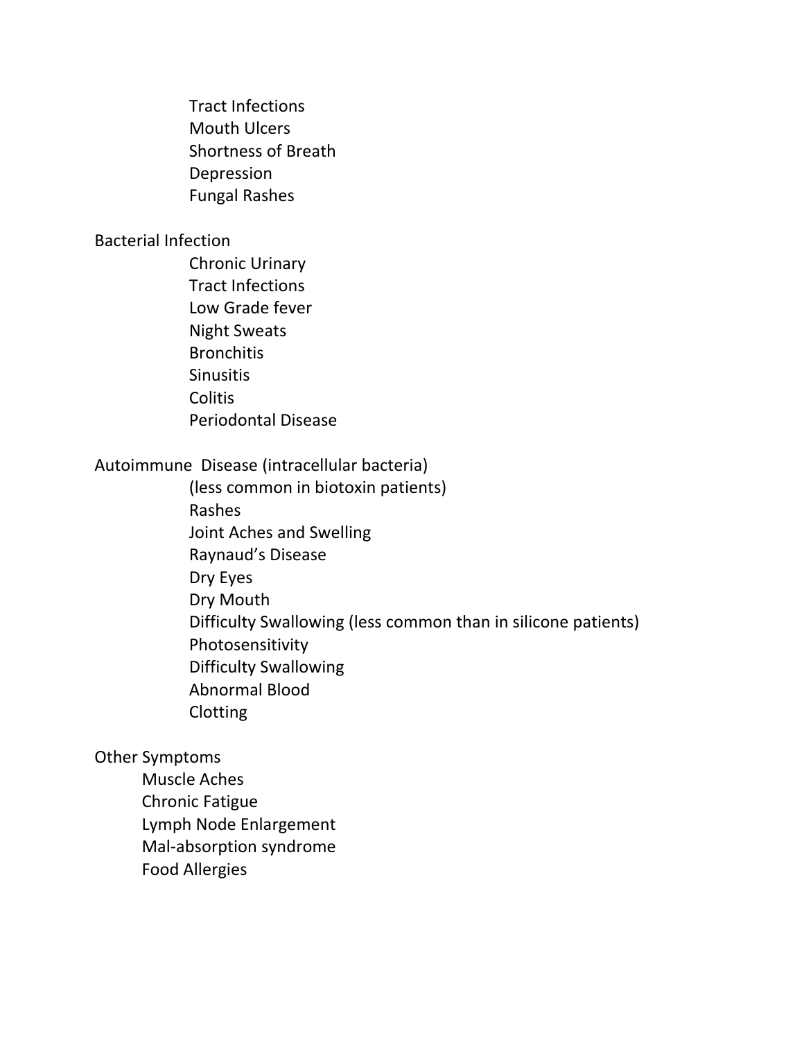Tract Infections
Mouth Ulcers
Shortness of Breath
Depression
Fungal Rashes

Bacterial Infection

- Chronic Urinary
- Tract Infections
- Low Grade fever
- Night Sweats
- Bronchitis
- Sinusitis
- Colitis
- Periodontal Disease

Autoimmune Disease (intracellular bacteria)

- (less common in biotoxin patients)
- Rashes
- Joint Aches and Swelling
- Raynaud's Disease
- Dry Eyes
- Dry Mouth
- Difficulty Swallowing (less common than in silicone patients)
- Photosensitivity
- Difficulty Swallowing
- Abnormal Blood
- Clotting

Other Symptoms

- Muscle Aches
- Chronic Fatigue
- Lymph Node Enlargement
- Mal-absorption syndrome
- Food Allergies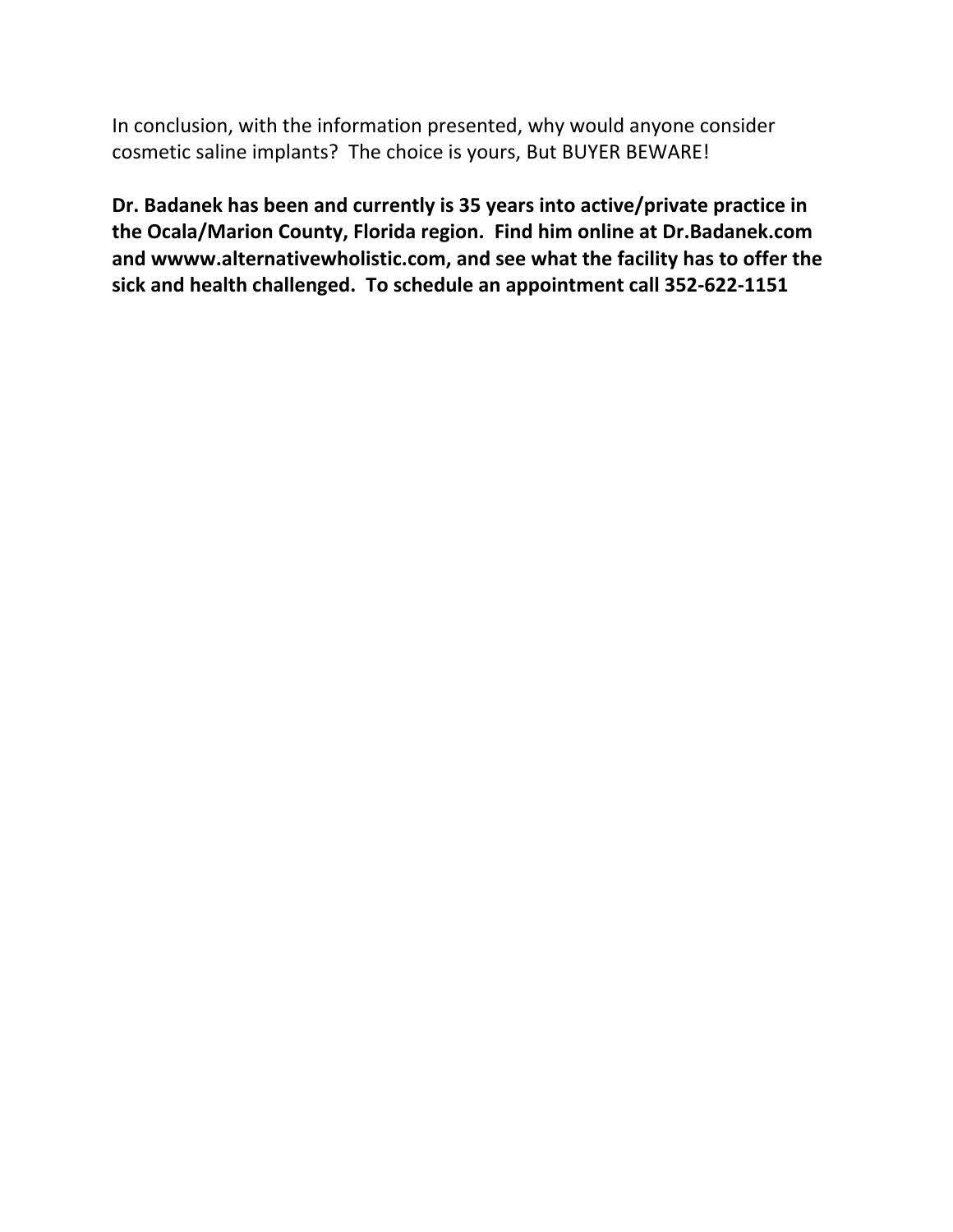In conclusion, with the information presented, why would anyone consider cosmetic saline implants? The choice is yours, But BUYER BEWARE!

**Dr. Badanek has been and currently is 35 years into active/private practice in the Ocala/Marion County, Florida region. Find him online at Dr.Badanek.com and wwww.alternativewholistic.com, and see what the facility has to offer the sick and health challenged. To schedule an appointment call 352-622-1151**